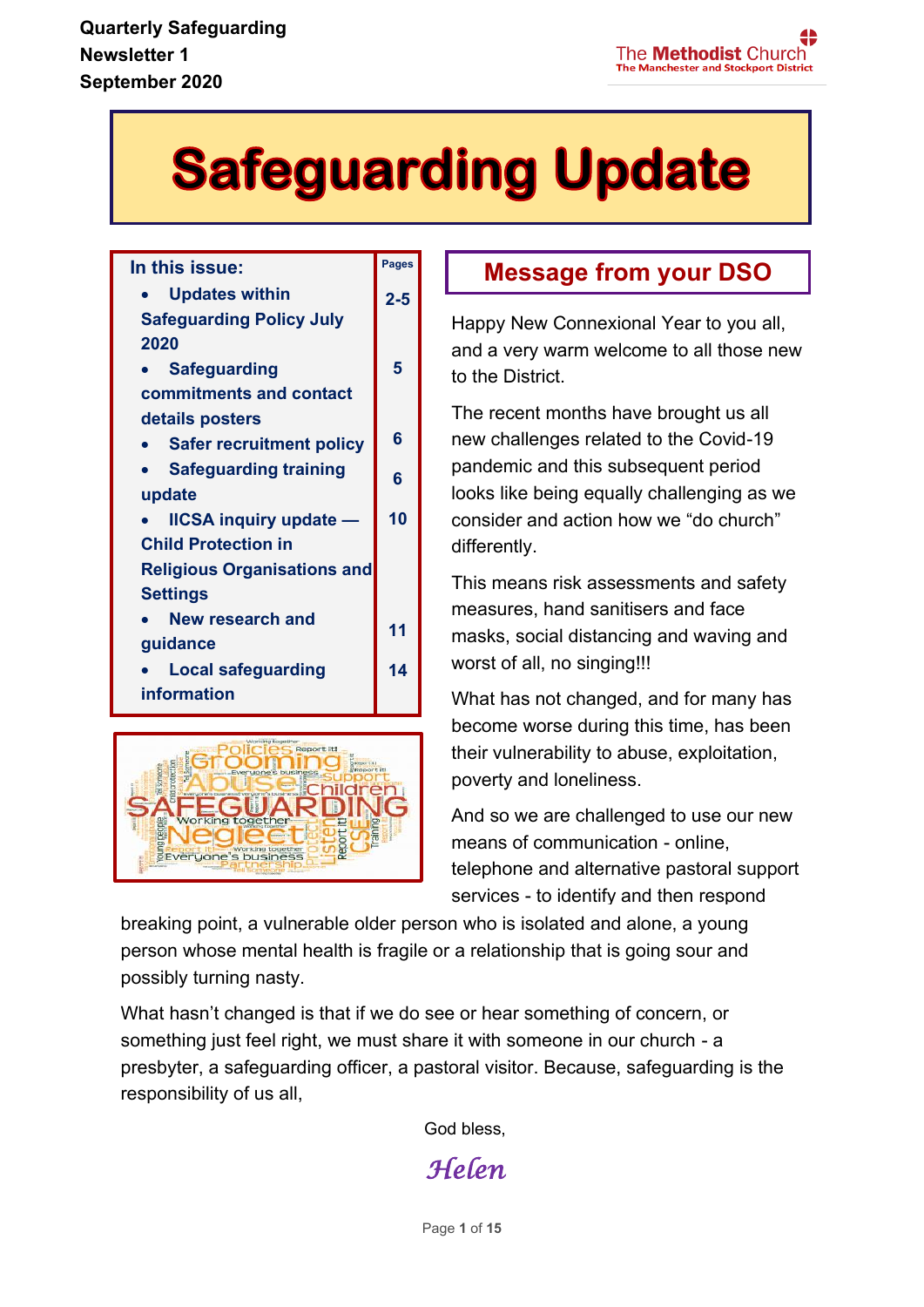Quarterly Safeguarding Newsletter 1
September 2020

The Methodist Church
The Manchester and Stockport District

# Safeguarding Update

| In this issue: | Pages |
| --- | --- |
| • Updates within Safeguarding Policy July 2020 | 2-5 |
| • Safeguarding commitments and contact details posters | 5 |
| • Safer recruitment policy | 6 |
| • Safeguarding training update | 6 |
| • IICSA inquiry update — Child Protection in Religious Organisations and Settings | 10 |
| • New research and guidance | 11 |
| • Local safeguarding information | 14 |

## Message from your DSO

Happy New Connexional Year to you all, and a very warm welcome to all those new to the District.

The recent months have brought us all new challenges related to the Covid-19 pandemic and this subsequent period looks like being equally challenging as we consider and action how we "do church" differently.

This means risk assessments and safety measures, hand sanitisers and face masks, social distancing and waving and worst of all, no singing!!!

What has not changed, and for many has become worse during this time, has been their vulnerability to abuse, exploitation, poverty and loneliness.

And so we are challenged to use our new means of communication - online, telephone and alternative pastoral support services - to identify and then respond breaking point, a vulnerable older person who is isolated and alone, a young person whose mental health is fragile or a relationship that is going sour and possibly turning nasty.

What hasn't changed is that if we do see or hear something of concern, or something just feel right, we must share it with someone in our church - a presbyter, a safeguarding officer, a pastoral visitor. Because, safeguarding is the responsibility of us all,

God bless,

*Helen*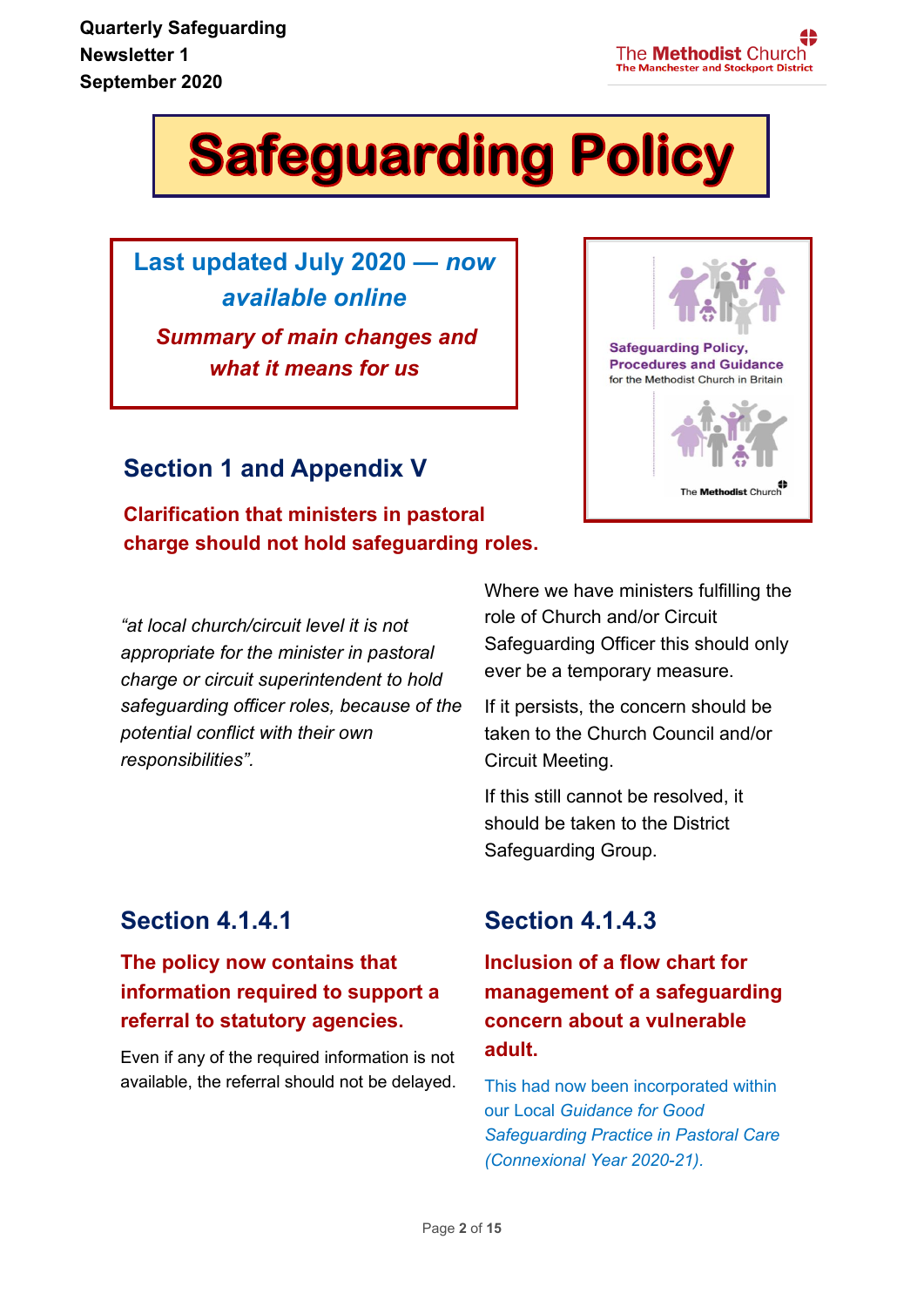# Safeguarding Policy

**Last updated July 2020 — *now available online***

***Summary of main changes and what it means for us***

## Section 1 and Appendix V

**Clarification that ministers in pastoral charge should not hold safeguarding roles.**

*"at local church/circuit level it is not appropriate for the minister in pastoral charge or circuit superintendent to hold safeguarding officer roles, because of the potential conflict with their own responsibilities".*

Where we have ministers fulfilling the role of Church and/or Circuit Safeguarding Officer this should only ever be a temporary measure.

If it persists, the concern should be taken to the Church Council and/or Circuit Meeting.

If this still cannot be resolved, it should be taken to the District Safeguarding Group.

## Section 4.1.4.1

**The policy now contains that information required to support a referral to statutory agencies.**

Even if any of the required information is not available, the referral should not be delayed.

## Section 4.1.4.3

**Inclusion of a flow chart for management of a safeguarding concern about a vulnerable adult.**

This had now been incorporated within our Local *Guidance for Good Safeguarding Practice in Pastoral Care (Connexional Year 2020-21)*.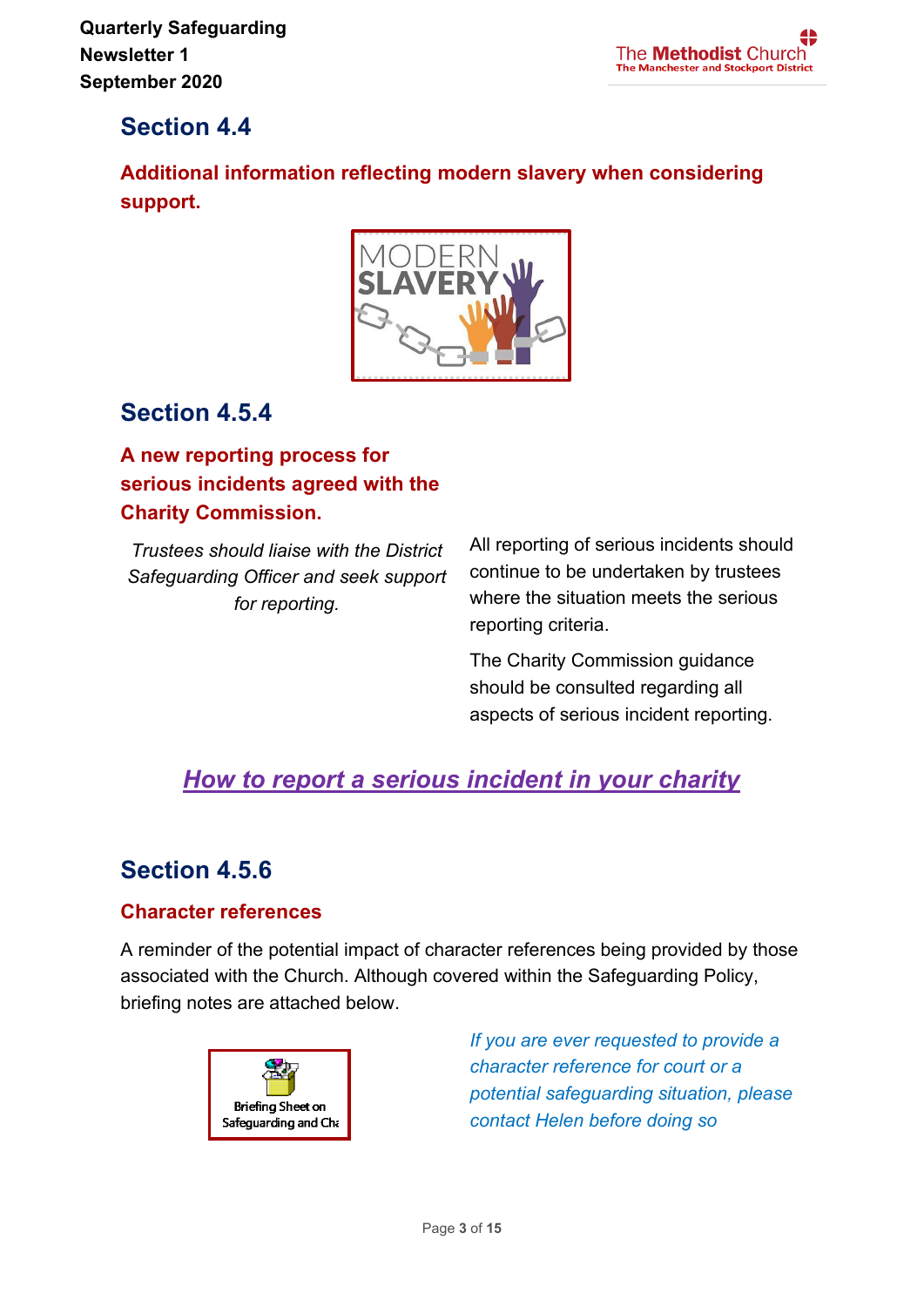## Section 4.4

### Additional information reflecting modern slavery when considering support.

## Section 4.5.4

### A new reporting process for serious incidents agreed with the Charity Commission.

*Trustees should liaise with the District Safeguarding Officer and seek support for reporting.*

All reporting of serious incidents should continue to be undertaken by trustees where the situation meets the serious reporting criteria.

The Charity Commission guidance should be consulted regarding all aspects of serious incident reporting.

***How to report a serious incident in your charity***

## Section 4.5.6

### Character references

A reminder of the potential impact of character references being provided by those associated with the Church. Although covered within the Safeguarding Policy, briefing notes are attached below.

Briefing Sheet on Safeguarding and Cha

*If you are ever requested to provide a character reference for court or a potential safeguarding situation, please contact Helen before doing so*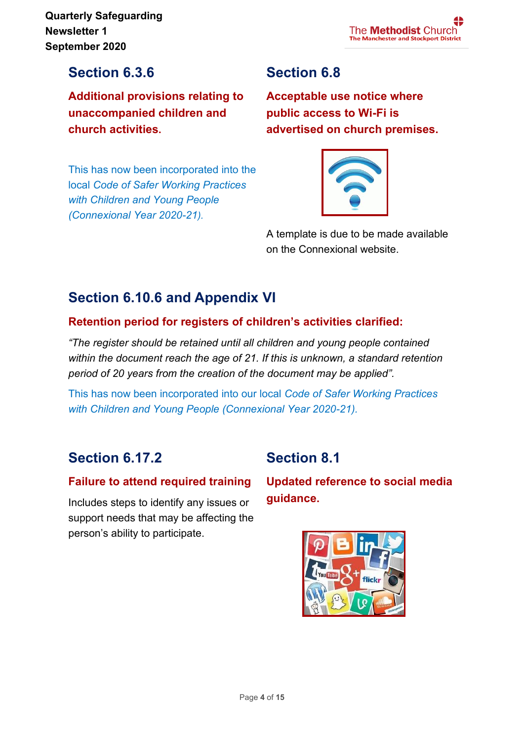## Section 6.3.6

**Additional provisions relating to unaccompanied children and church activities.**

This has now been incorporated into the local *Code of Safer Working Practices with Children and Young People (Connexional Year 2020-21).*

## Section 6.8

**Acceptable use notice where public access to Wi-Fi is advertised on church premises.**

A template is due to be made available on the Connexional website.

## Section 6.10.6 and Appendix VI

**Retention period for registers of children's activities clarified:**

*"The register should be retained until all children and young people contained within the document reach the age of 21. If this is unknown, a standard retention period of 20 years from the creation of the document may be applied".*

This has now been incorporated into our local *Code of Safer Working Practices with Children and Young People (Connexional Year 2020-21).*

## Section 6.17.2

**Failure to attend required training**

Includes steps to identify any issues or support needs that may be affecting the person's ability to participate.

## Section 8.1

**Updated reference to social media guidance.**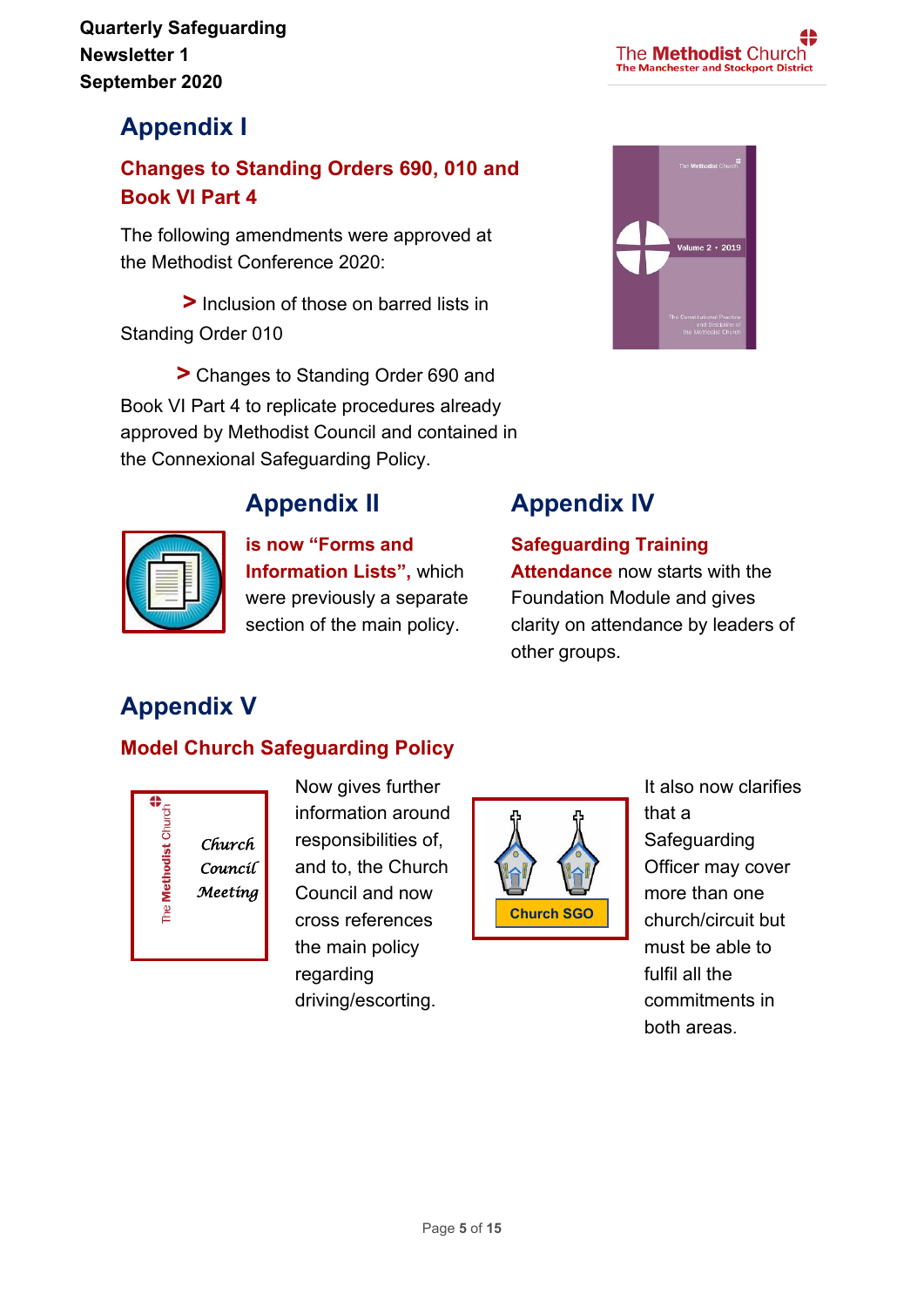# Appendix I

## Changes to Standing Orders 690, 010 and Book VI Part 4

The following amendments were approved at the Methodist Conference 2020:

> Inclusion of those on barred lists in Standing Order 010

> Changes to Standing Order 690 and Book VI Part 4 to replicate procedures already approved by Methodist Council and contained in the Connexional Safeguarding Policy.

# Appendix II

**is now "Forms and Information Lists",** which were previously a separate section of the main policy.

# Appendix IV

**Safeguarding Training Attendance** now starts with the Foundation Module and gives clarity on attendance by leaders of other groups.

# Appendix V

## Model Church Safeguarding Policy

Now gives further information around responsibilities of, and to, the Church Council and now cross references the main policy regarding driving/escorting.

It also now clarifies that a Safeguarding Officer may cover more than one church/circuit but must be able to fulfil all the commitments in both areas.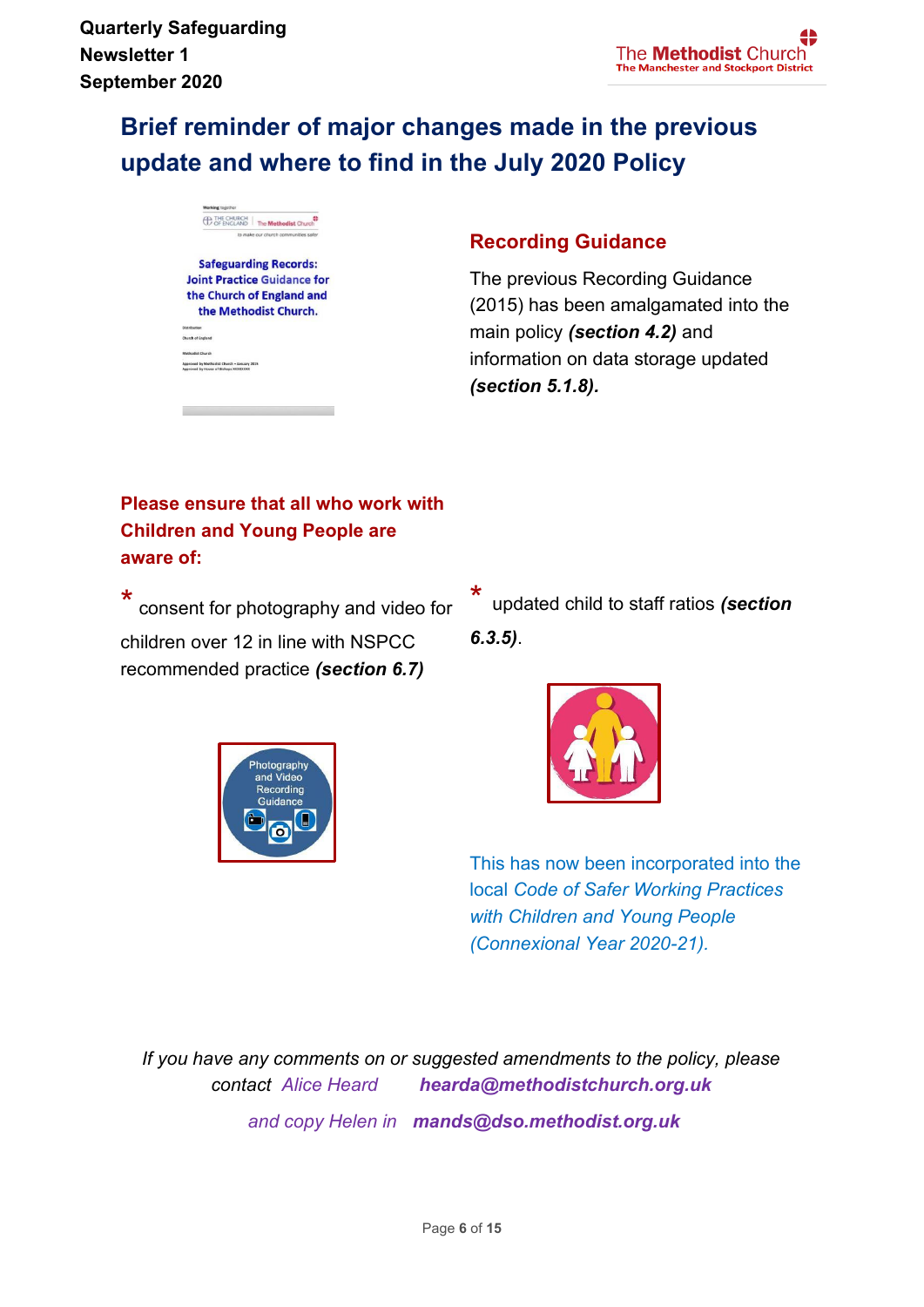## Brief reminder of major changes made in the previous update and where to find in the July 2020 Policy

### Recording Guidance

The previous Recording Guidance (2015) has been amalgamated into the main policy ***(section 4.2)*** and information on data storage updated ***(section 5.1.8).***

**Please ensure that all who work with Children and Young People are aware of:**

* consent for photography and video for children over 12 in line with NSPCC recommended practice ***(section 6.7)***

* updated child to staff ratios ***(section 6.3.5)***.

This has now been incorporated into the local *Code of Safer Working Practices with Children and Young People (Connexional Year 2020-21).*

*If you have any comments on or suggested amendments to the policy, please contact Alice Heard* ***hearda@methodistchurch.org.uk***

*and copy Helen in* ***mands@dso.methodist.org.uk***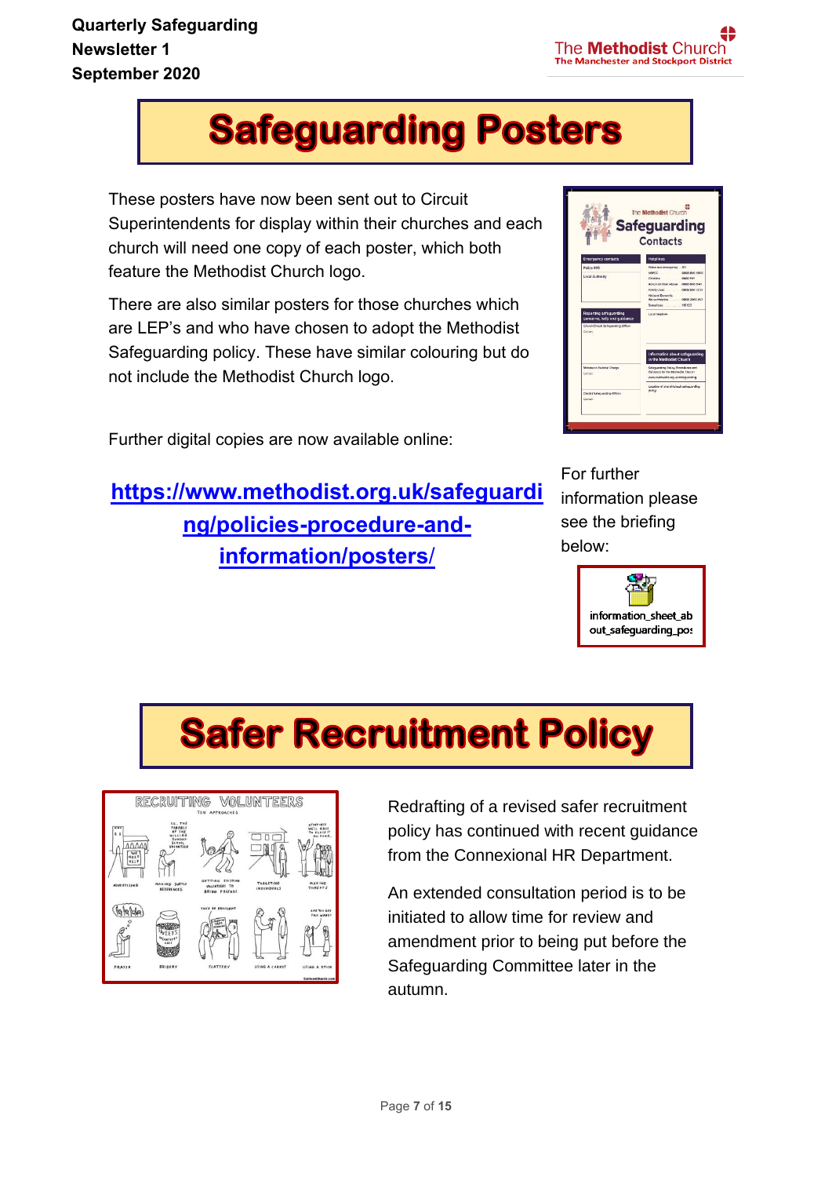**Quarterly Safeguarding Newsletter 1**
**September 2020**

# Safeguarding Posters

These posters have now been sent out to Circuit Superintendents for display within their churches and each church will need one copy of each poster, which both feature the Methodist Church logo.

There are also similar posters for those churches which are LEP's and who have chosen to adopt the Methodist Safeguarding policy. These have similar colouring but do not include the Methodist Church logo.

Further digital copies are now available online:

**https://www.methodist.org.uk/safeguarding/policies-procedure-and-information/posters/**

For further information please see the briefing below:

information_sheet_about_safeguarding_pos

# Safer Recruitment Policy

Redrafting of a revised safer recruitment policy has continued with recent guidance from the Connexional HR Department.

An extended consultation period is to be initiated to allow time for review and amendment prior to being put before the Safeguarding Committee later in the autumn.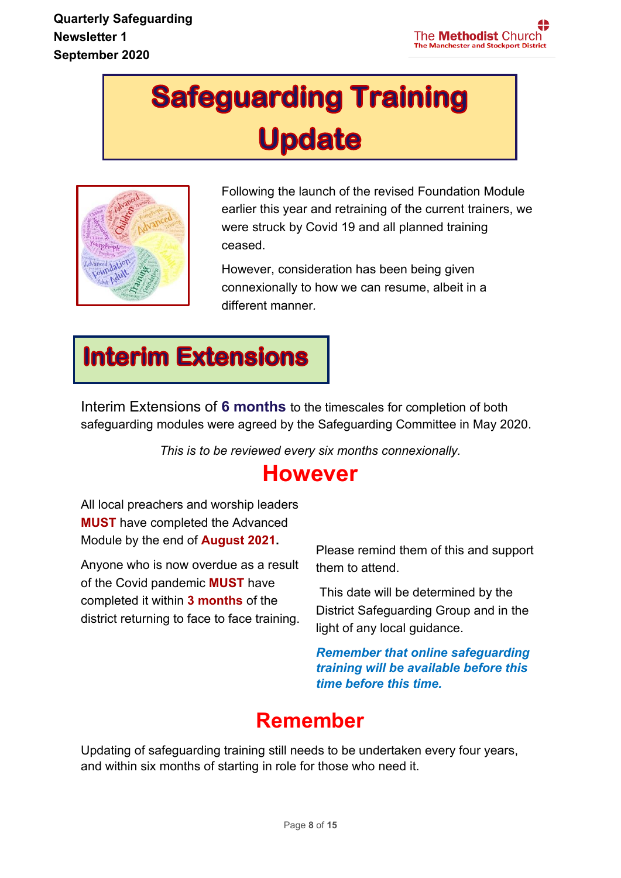Quarterly Safeguarding Newsletter 1
September 2020

# Safeguarding Training Update

Following the launch of the revised Foundation Module earlier this year and retraining of the current trainers, we were struck by Covid 19 and all planned training ceased.

However, consideration has been being given connexionally to how we can resume, albeit in a different manner.

## Interim Extensions

Interim Extensions of **6 months** to the timescales for completion of both safeguarding modules were agreed by the Safeguarding Committee in May 2020.

*This is to be reviewed every six months connexionally.*

## However

All local preachers and worship leaders **MUST** have completed the Advanced Module by the end of **August 2021.**

Anyone who is now overdue as a result of the Covid pandemic **MUST** have completed it within **3 months** of the district returning to face to face training.

Please remind them of this and support them to attend.

This date will be determined by the District Safeguarding Group and in the light of any local guidance.

***Remember that online safeguarding training will be available before this time before this time.***

## Remember

Updating of safeguarding training still needs to be undertaken every four years, and within six months of starting in role for those who need it.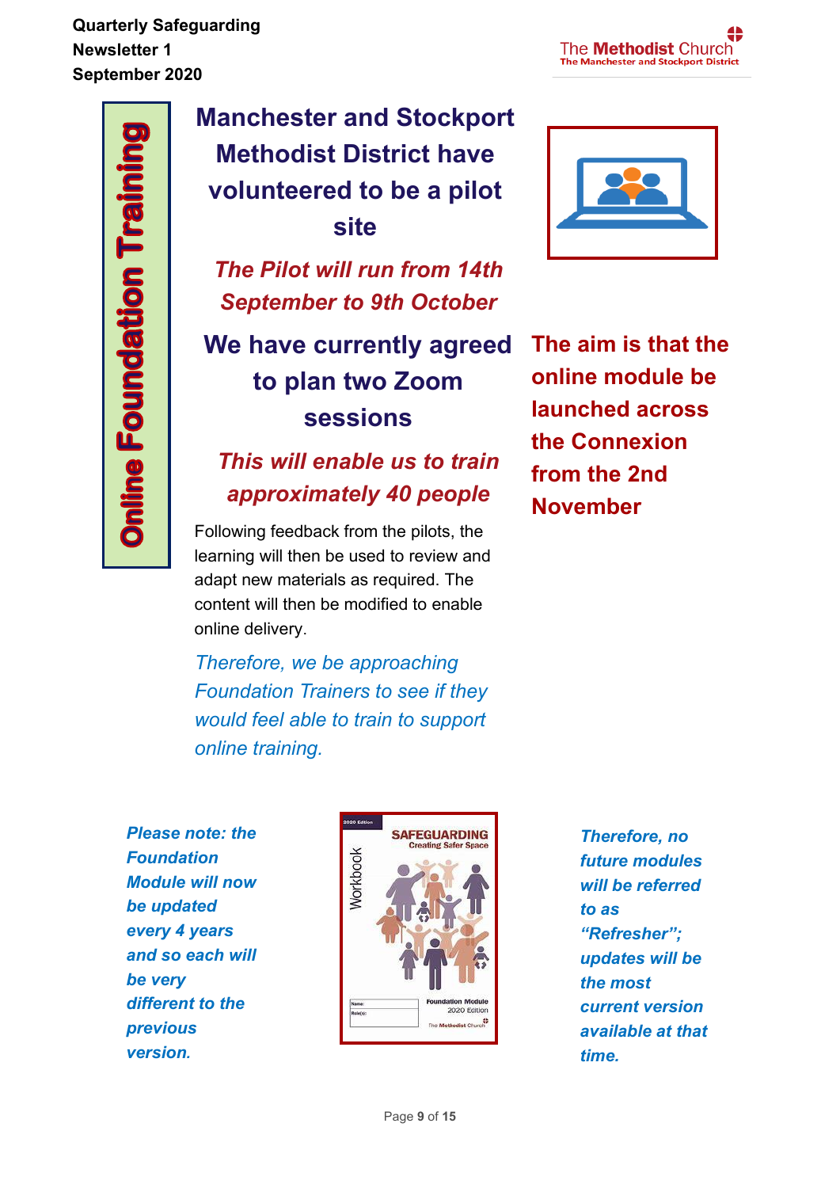# Online Foundation Training

## Manchester and Stockport Methodist District have volunteered to be a pilot site

***The Pilot will run from 14th September to 9th October***

**We have currently agreed to plan two Zoom sessions**

***This will enable us to train approximately 40 people***

**The aim is that the online module be launched across the Connexion from the 2nd November**

Following feedback from the pilots, the learning will then be used to review and adapt new materials as required. The content will then be modified to enable online delivery.

*Therefore, we be approaching Foundation Trainers to see if they would feel able to train to support online training.*

***Please note: the Foundation Module will now be updated every 4 years and so each will be very different to the previous version.***

***Therefore, no future modules will be referred to as "Refresher"; updates will be the most current version available at that time.***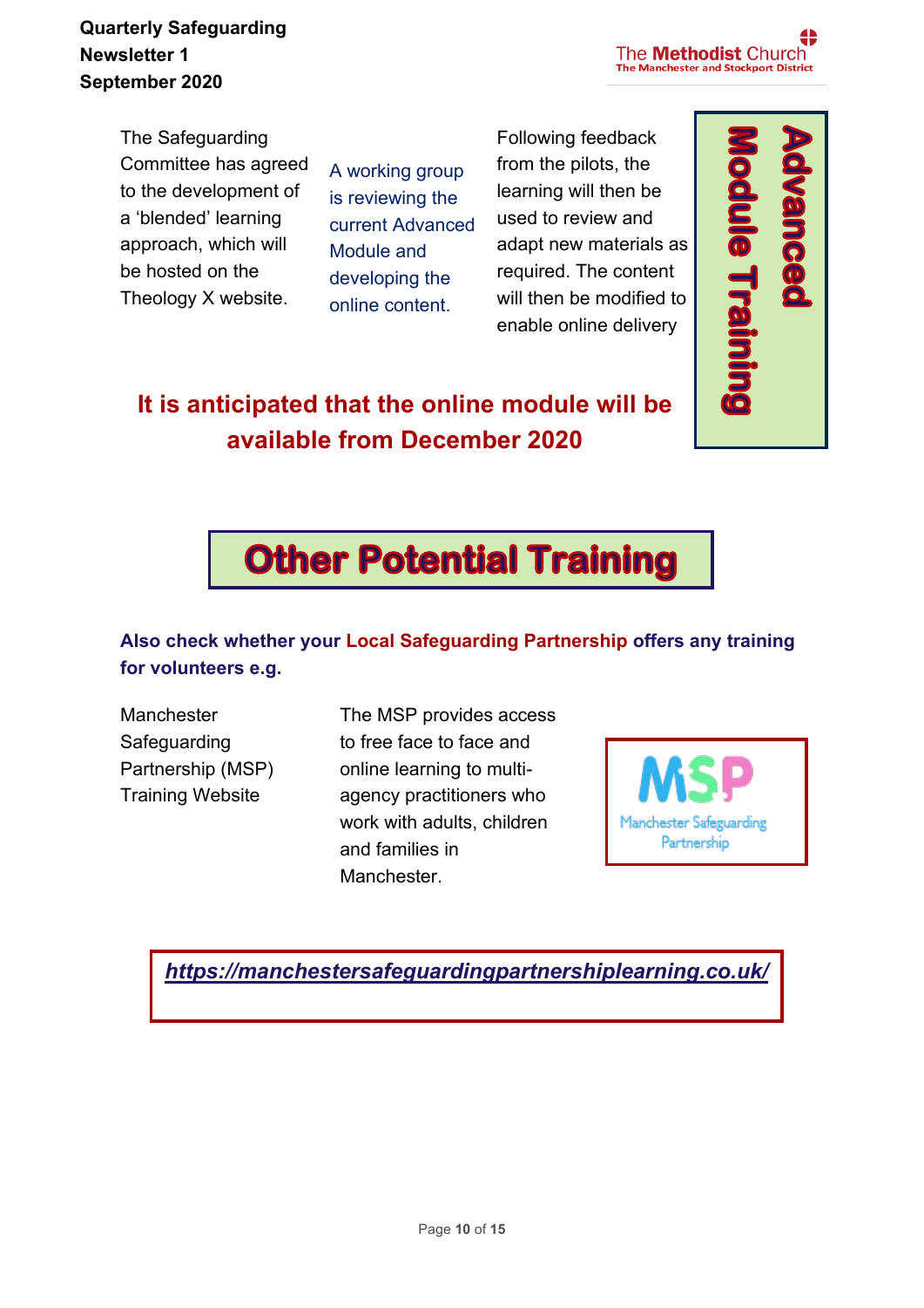## Advanced Module Training

The Safeguarding Committee has agreed to the development of a 'blended' learning approach, which will be hosted on the Theology X website.

A working group is reviewing the current Advanced Module and developing the online content.

Following feedback from the pilots, the learning will then be used to review and adapt new materials as required. The content will then be modified to enable online delivery

**It is anticipated that the online module will be available from December 2020**

## Other Potential Training

**Also check whether your Local Safeguarding Partnership offers any training for volunteers e.g.**

Manchester Safeguarding Partnership (MSP) Training Website

The MSP provides access to free face to face and online learning to multi-agency practitioners who work with adults, children and families in Manchester.

MSP Manchester Safeguarding Partnership

***https://manchestersafeguardingpartnershiplearning.co.uk/***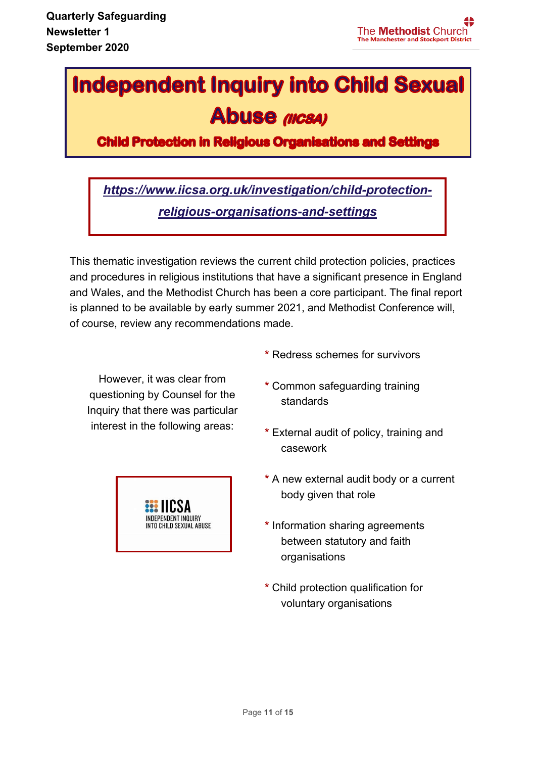# Independent Inquiry into Child Sexual Abuse *(IICSA)*

## Child Protection in Religious Organisations and Settings

***https://www.iicsa.org.uk/investigation/child-protection-religious-organisations-and-settings***

This thematic investigation reviews the current child protection policies, practices and procedures in religious institutions that have a significant presence in England and Wales, and the Methodist Church has been a core participant. The final report is planned to be available by early summer 2021, and Methodist Conference will, of course, review any recommendations made.

However, it was clear from questioning by Counsel for the Inquiry that there was particular interest in the following areas:

- Redress schemes for survivors
- Common safeguarding training standards
- External audit of policy, training and casework
- A new external audit body or a current body given that role
- Information sharing agreements between statutory and faith organisations
- Child protection qualification for voluntary organisations

IICSA
INDEPENDENT INQUIRY
INTO CHILD SEXUAL ABUSE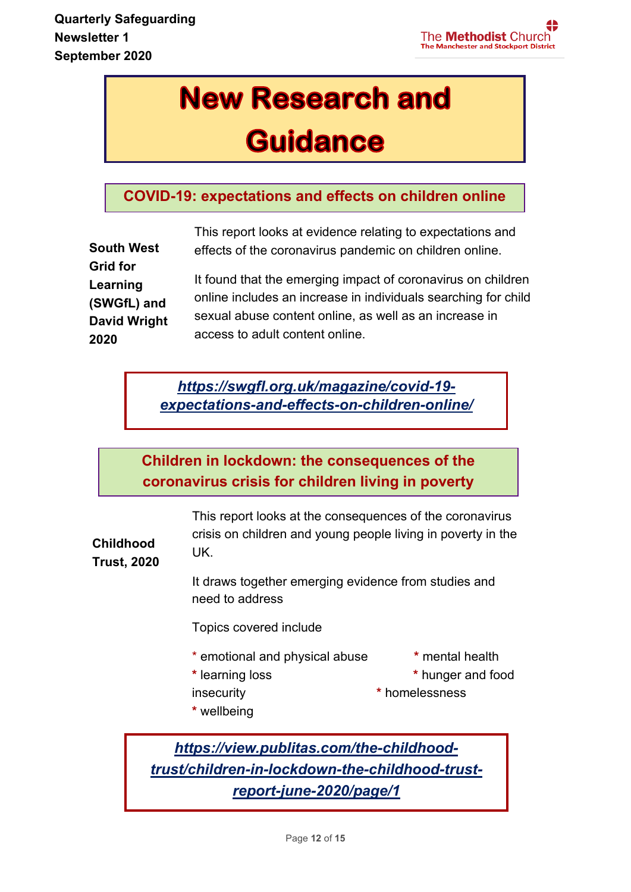# New Research and Guidance

## COVID-19: expectations and effects on children online

**South West Grid for Learning (SWGfL) and David Wright 2020**

This report looks at evidence relating to expectations and effects of the coronavirus pandemic on children online.

It found that the emerging impact of coronavirus on children online includes an increase in individuals searching for child sexual abuse content online, as well as an increase in access to adult content online.

***https://swgfl.org.uk/magazine/covid-19-expectations-and-effects-on-children-online/***

## Children in lockdown: the consequences of the coronavirus crisis for children living in poverty

**Childhood Trust, 2020**

This report looks at the consequences of the coronavirus crisis on children and young people living in poverty in the UK.

It draws together emerging evidence from studies and need to address

Topics covered include

* emotional and physical abuse
* mental health
* learning loss
* hunger and food insecurity
* homelessness
* wellbeing

***https://view.publitas.com/the-childhood-trust/children-in-lockdown-the-childhood-trust-report-june-2020/page/1***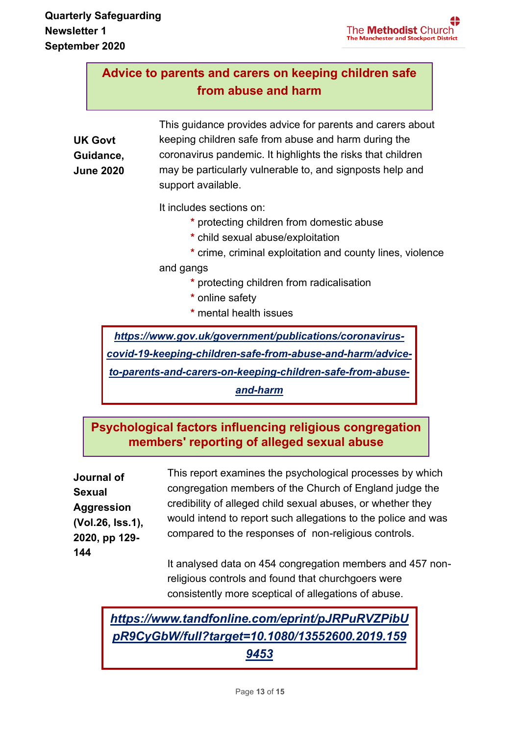## Advice to parents and carers on keeping children safe from abuse and harm

**UK Govt Guidance, June 2020**

This guidance provides advice for parents and carers about keeping children safe from abuse and harm during the coronavirus pandemic. It highlights the risks that children may be particularly vulnerable to, and signposts help and support available.

It includes sections on:

* protecting children from domestic abuse
* child sexual abuse/exploitation
* crime, criminal exploitation and county lines, violence and gangs
* protecting children from radicalisation
* online safety
* mental health issues

***https://www.gov.uk/government/publications/coronavirus-covid-19-keeping-children-safe-from-abuse-and-harm/advice-to-parents-and-carers-on-keeping-children-safe-from-abuse-and-harm***

## Psychological factors influencing religious congregation members' reporting of alleged sexual abuse

**Journal of Sexual Aggression (Vol.26, Iss.1), 2020, pp 129-144**

This report examines the psychological processes by which congregation members of the Church of England judge the credibility of alleged child sexual abuses, or whether they would intend to report such allegations to the police and was compared to the responses of non-religious controls.

It analysed data on 454 congregation members and 457 non-religious controls and found that churchgoers were consistently more sceptical of allegations of abuse.

***https://www.tandfonline.com/eprint/pJRPuRVZPibUpR9CyGbW/full?target=10.1080/13552600.2019.1599453***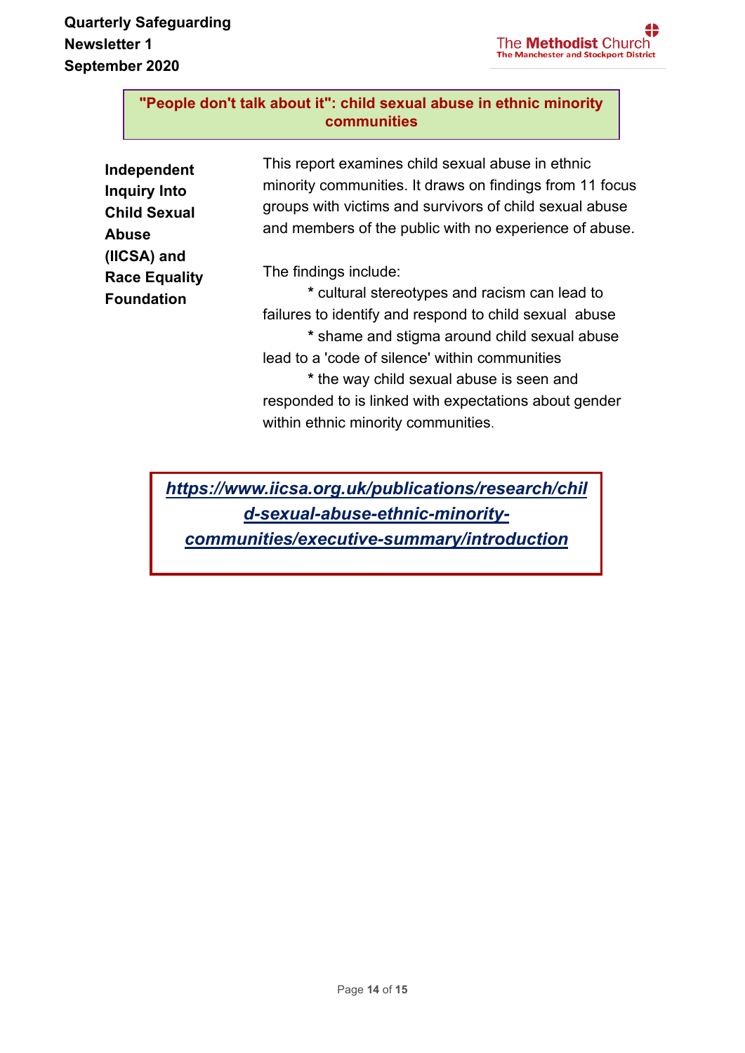## "People don't talk about it": child sexual abuse in ethnic minority communities

**Independent Inquiry Into Child Sexual Abuse (IICSA) and Race Equality Foundation**

This report examines child sexual abuse in ethnic minority communities. It draws on findings from 11 focus groups with victims and survivors of child sexual abuse and members of the public with no experience of abuse.

The findings include:

* cultural stereotypes and racism can lead to failures to identify and respond to child sexual abuse
* shame and stigma around child sexual abuse lead to a 'code of silence' within communities
* the way child sexual abuse is seen and responded to is linked with expectations about gender within ethnic minority communities.

***https://www.iicsa.org.uk/publications/research/child-sexual-abuse-ethnic-minority-communities/executive-summary/introduction***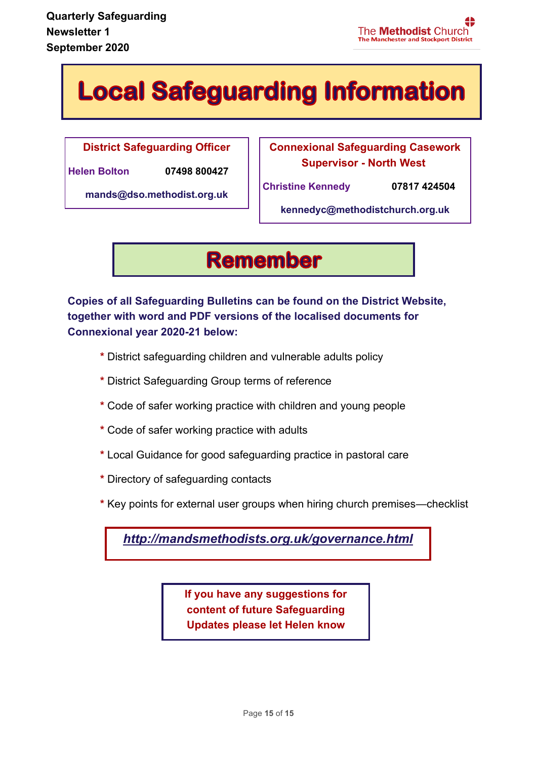**Quarterly Safeguarding Newsletter 1**
**September 2020**

The Methodist Church
The Manchester and Stockport District

# Local Safeguarding Information

**District Safeguarding Officer**

**Helen Bolton** **07498 800427**

**mands@dso.methodist.org.uk**

**Connexional Safeguarding Casework Supervisor - North West**

**Christine Kennedy** **07817 424504**

**kennedyc@methodistchurch.org.uk**

## Remember

**Copies of all Safeguarding Bulletins can be found on the District Website, together with word and PDF versions of the localised documents for Connexional year 2020-21 below:**

* District safeguarding children and vulnerable adults policy
* District Safeguarding Group terms of reference
* Code of safer working practice with children and young people
* Code of safer working practice with adults
* Local Guidance for good safeguarding practice in pastoral care
* Directory of safeguarding contacts
* Key points for external user groups when hiring church premises—checklist

***http://mandsmethodists.org.uk/governance.html***

**If you have any suggestions for content of future Safeguarding Updates please let Helen know**